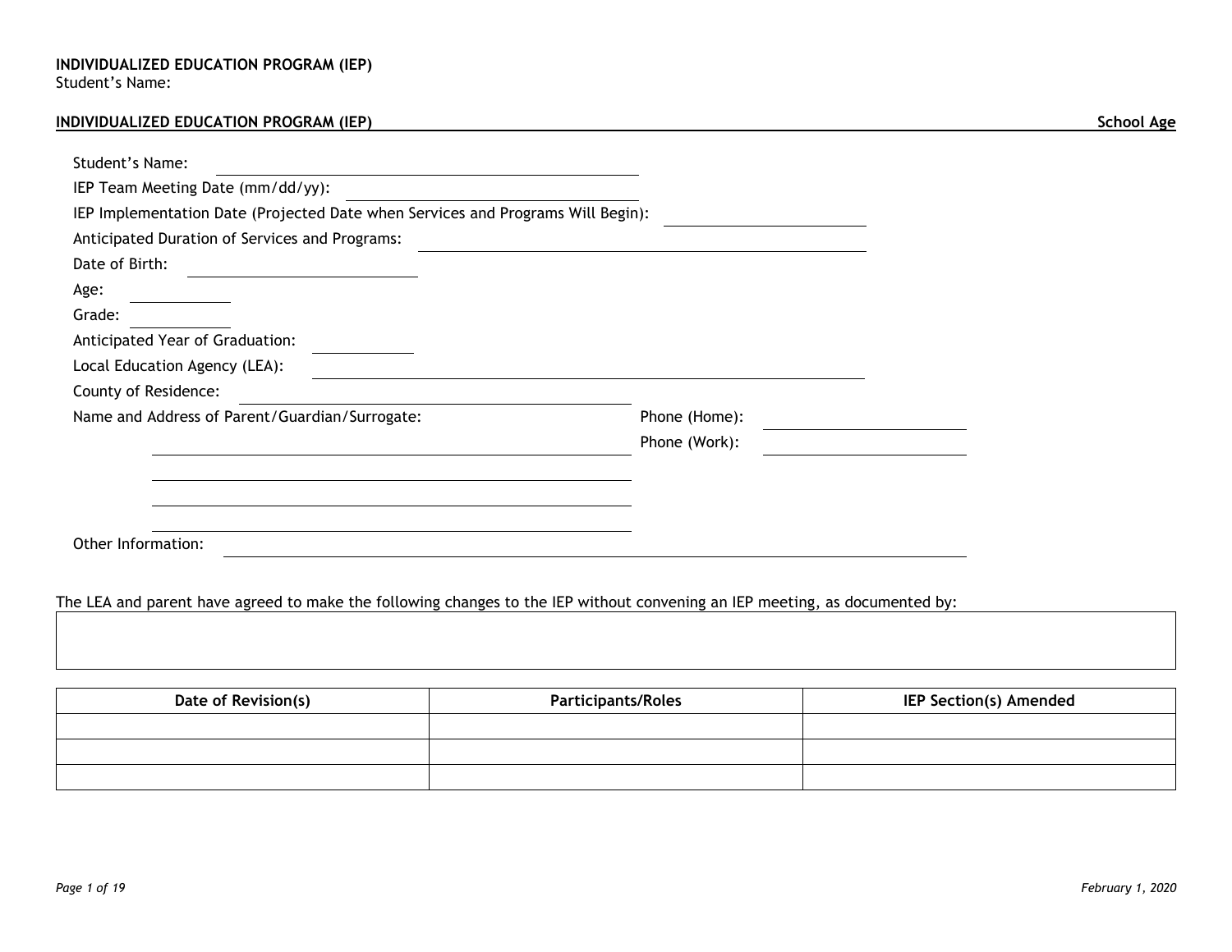**INDIVIDUALIZED EDUCATION PROGRAM (IEP)**
Student's Name:

**INDIVIDUALIZED EDUCATION PROGRAM (IEP)** **School Age**

Student's Name: ______________________________

IEP Team Meeting Date (mm/dd/yy): ______________________________

IEP Implementation Date (Projected Date when Services and Programs Will Begin): ______________________________

Anticipated Duration of Services and Programs: ______________________________

Date of Birth: ______________________________

Age: ____________

Grade: ____________

Anticipated Year of Graduation: ____________

Local Education Agency (LEA): ______________________________

County of Residence: ______________________________

Name and Address of Parent/Guardian/Surrogate: ______________________________

Phone (Home): ______________________________

Phone (Work): ______________________________

Other Information: ______________________________

The LEA and parent have agreed to make the following changes to the IEP without convening an IEP meeting, as documented by:

| Date of Revision(s) | Participants/Roles | IEP Section(s) Amended |
|---|---|---|
| | | |
| | | |
| | | |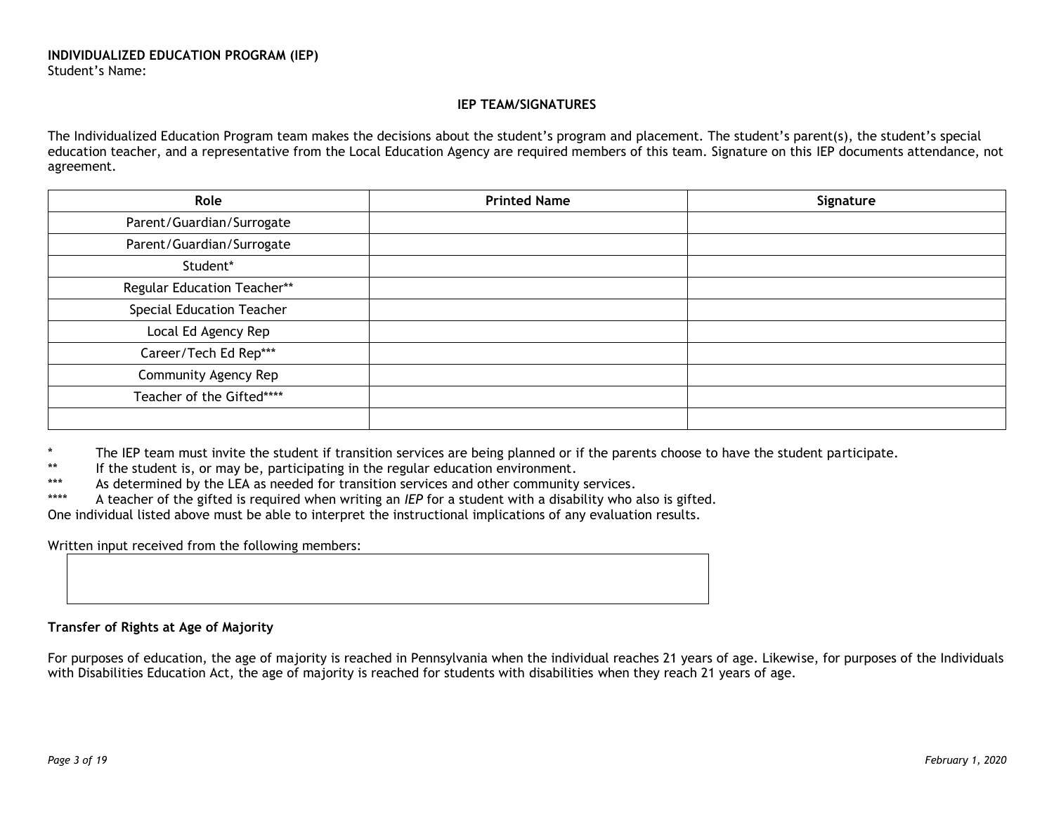**INDIVIDUALIZED EDUCATION PROGRAM (IEP)**
Student's Name:

## IEP TEAM/SIGNATURES

The Individualized Education Program team makes the decisions about the student's program and placement. The student's parent(s), the student's special education teacher, and a representative from the Local Education Agency are required members of this team. Signature on this IEP documents attendance, not agreement.

| Role | Printed Name | Signature |
|---|---|---|
| Parent/Guardian/Surrogate | | |
| Parent/Guardian/Surrogate | | |
| Student* | | |
| Regular Education Teacher** | | |
| Special Education Teacher | | |
| Local Ed Agency Rep | | |
| Career/Tech Ed Rep*** | | |
| Community Agency Rep | | |
| Teacher of the Gifted**** | | |
| | | |

\* The IEP team must invite the student if transition services are being planned or if the parents choose to have the student participate.
** If the student is, or may be, participating in the regular education environment.
*** As determined by the LEA as needed for transition services and other community services.
**** A teacher of the gifted is required when writing an *IEP* for a student with a disability who also is gifted.
One individual listed above must be able to interpret the instructional implications of any evaluation results.

Written input received from the following members:

| |
|---|
| |

**Transfer of Rights at Age of Majority**

For purposes of education, the age of majority is reached in Pennsylvania when the individual reaches 21 years of age. Likewise, for purposes of the Individuals with Disabilities Education Act, the age of majority is reached for students with disabilities when they reach 21 years of age.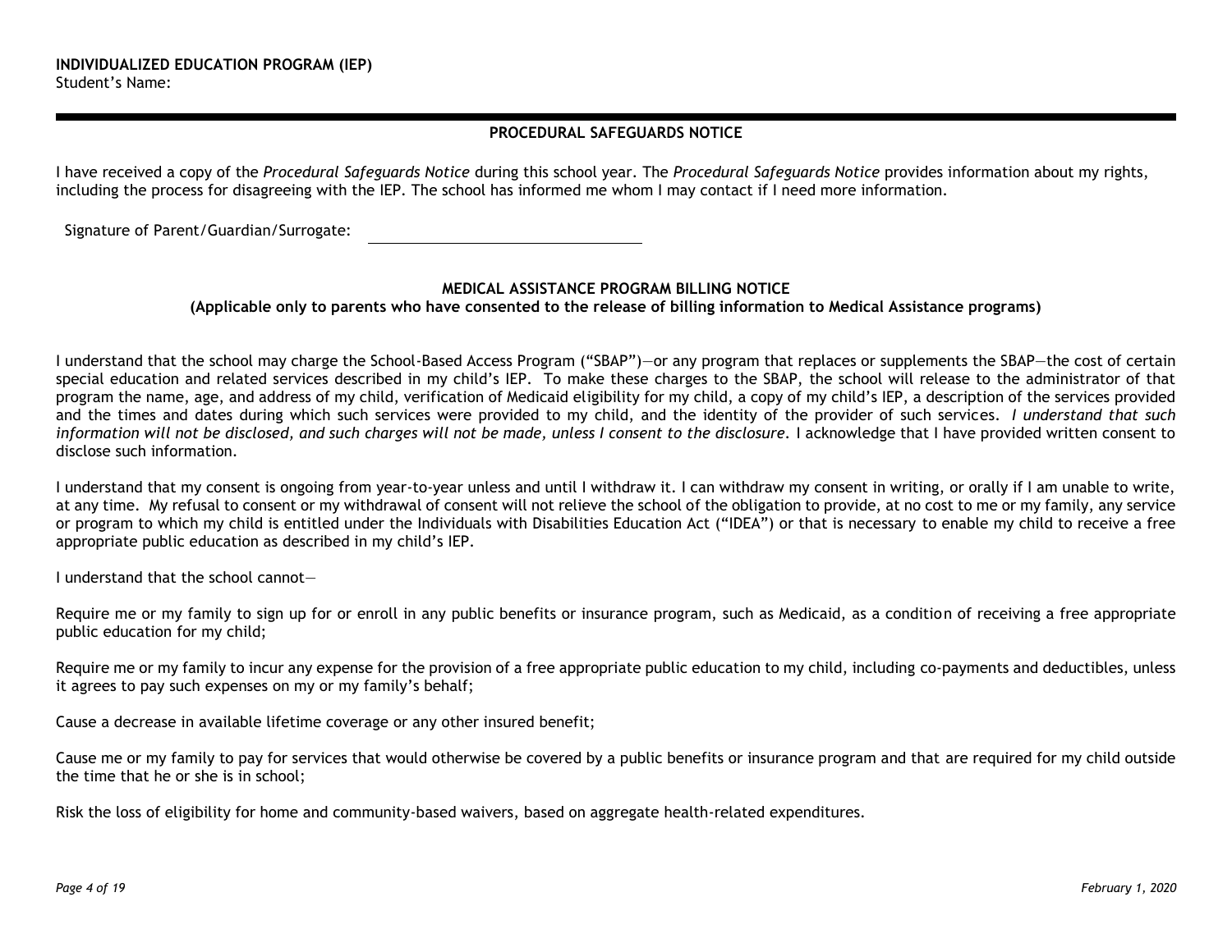**INDIVIDUALIZED EDUCATION PROGRAM (IEP)**
Student's Name:

## PROCEDURAL SAFEGUARDS NOTICE

I have received a copy of the *Procedural Safeguards Notice* during this school year. The *Procedural Safeguards Notice* provides information about my rights, including the process for disagreeing with the IEP. The school has informed me whom I may contact if I need more information.

Signature of Parent/Guardian/Surrogate: ______________________________

## MEDICAL ASSISTANCE PROGRAM BILLING NOTICE

**(Applicable only to parents who have consented to the release of billing information to Medical Assistance programs)**

I understand that the school may charge the School-Based Access Program ("SBAP")—or any program that replaces or supplements the SBAP—the cost of certain special education and related services described in my child's IEP. To make these charges to the SBAP, the school will release to the administrator of that program the name, age, and address of my child, verification of Medicaid eligibility for my child, a copy of my child's IEP, a description of the services provided and the times and dates during which such services were provided to my child, and the identity of the provider of such services. *I understand that such information will not be disclosed, and such charges will not be made, unless I consent to the disclosure*. I acknowledge that I have provided written consent to disclose such information.

I understand that my consent is ongoing from year-to-year unless and until I withdraw it. I can withdraw my consent in writing, or orally if I am unable to write, at any time. My refusal to consent or my withdrawal of consent will not relieve the school of the obligation to provide, at no cost to me or my family, any service or program to which my child is entitled under the Individuals with Disabilities Education Act ("IDEA") or that is necessary to enable my child to receive a free appropriate public education as described in my child's IEP.

I understand that the school cannot—

Require me or my family to sign up for or enroll in any public benefits or insurance program, such as Medicaid, as a condition of receiving a free appropriate public education for my child;

Require me or my family to incur any expense for the provision of a free appropriate public education to my child, including co-payments and deductibles, unless it agrees to pay such expenses on my or my family's behalf;

Cause a decrease in available lifetime coverage or any other insured benefit;

Cause me or my family to pay for services that would otherwise be covered by a public benefits or insurance program and that are required for my child outside the time that he or she is in school;

Risk the loss of eligibility for home and community-based waivers, based on aggregate health-related expenditures.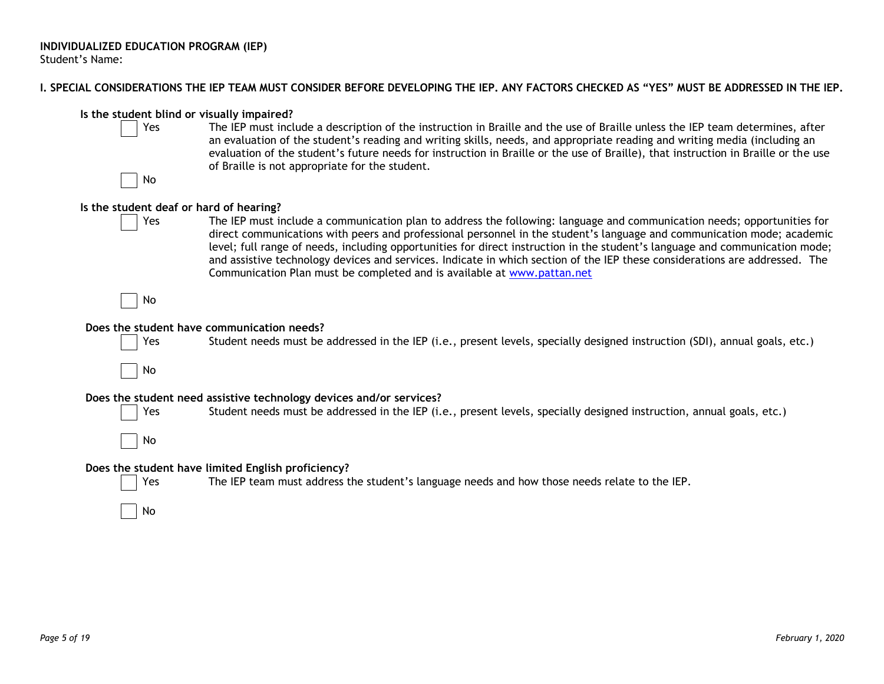**INDIVIDUALIZED EDUCATION PROGRAM (IEP)**
Student's Name:

## I. SPECIAL CONSIDERATIONS THE IEP TEAM MUST CONSIDER BEFORE DEVELOPING THE IEP. ANY FACTORS CHECKED AS "YES" MUST BE ADDRESSED IN THE IEP.

**Is the student blind or visually impaired?**

☐ Yes — The IEP must include a description of the instruction in Braille and the use of Braille unless the IEP team determines, after an evaluation of the student's reading and writing skills, needs, and appropriate reading and writing media (including an evaluation of the student's future needs for instruction in Braille or the use of Braille), that instruction in Braille or the use of Braille is not appropriate for the student.

☐ No

**Is the student deaf or hard of hearing?**

☐ Yes — The IEP must include a communication plan to address the following: language and communication needs; opportunities for direct communications with peers and professional personnel in the student's language and communication mode; academic level; full range of needs, including opportunities for direct instruction in the student's language and communication mode; and assistive technology devices and services. Indicate in which section of the IEP these considerations are addressed. The Communication Plan must be completed and is available at [www.pattan.net](http://www.pattan.net)

☐ No

**Does the student have communication needs?**

☐ Yes — Student needs must be addressed in the IEP (i.e., present levels, specially designed instruction (SDI), annual goals, etc.)

☐ No

**Does the student need assistive technology devices and/or services?**

☐ Yes — Student needs must be addressed in the IEP (i.e., present levels, specially designed instruction, annual goals, etc.)

☐ No

**Does the student have limited English proficiency?**

☐ Yes — The IEP team must address the student's language needs and how those needs relate to the IEP.

☐ No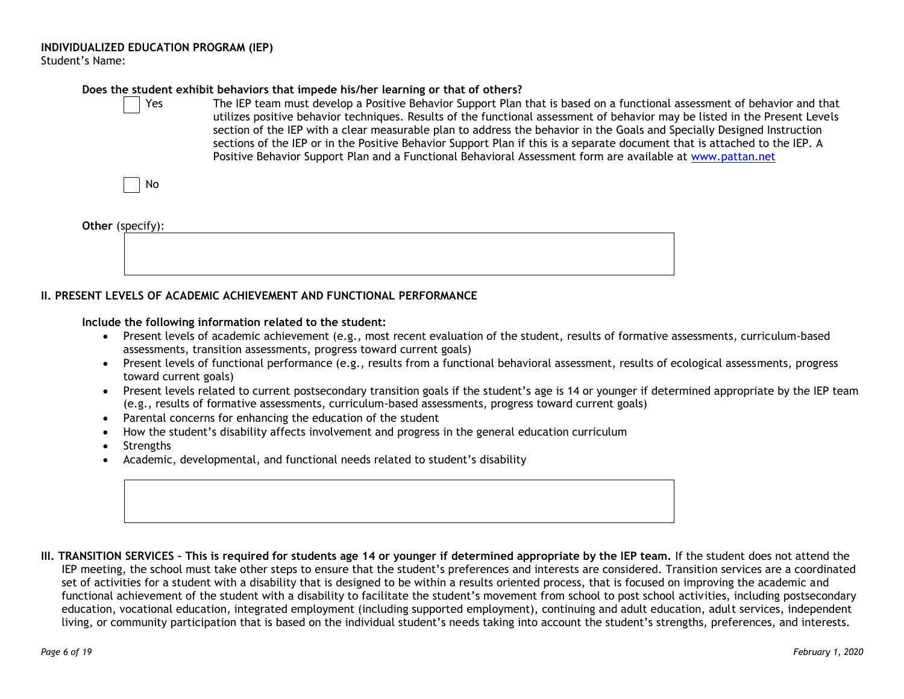**INDIVIDUALIZED EDUCATION PROGRAM (IEP)**
Student's Name:

**Does the student exhibit behaviors that impede his/her learning or that of others?**

☐ Yes — The IEP team must develop a Positive Behavior Support Plan that is based on a functional assessment of behavior and that utilizes positive behavior techniques. Results of the functional assessment of behavior may be listed in the Present Levels section of the IEP with a clear measurable plan to address the behavior in the Goals and Specially Designed Instruction sections of the IEP or in the Positive Behavior Support Plan if this is a separate document that is attached to the IEP. A Positive Behavior Support Plan and a Functional Behavioral Assessment form are available at [www.pattan.net](http://www.pattan.net)

☐ No

**Other** (specify):

## II. PRESENT LEVELS OF ACADEMIC ACHIEVEMENT AND FUNCTIONAL PERFORMANCE

**Include the following information related to the student:**

- Present levels of academic achievement (e.g., most recent evaluation of the student, results of formative assessments, curriculum-based assessments, transition assessments, progress toward current goals)
- Present levels of functional performance (e.g., results from a functional behavioral assessment, results of ecological assessments, progress toward current goals)
- Present levels related to current postsecondary transition goals if the student's age is 14 or younger if determined appropriate by the IEP team (e.g., results of formative assessments, curriculum-based assessments, progress toward current goals)
- Parental concerns for enhancing the education of the student
- How the student's disability affects involvement and progress in the general education curriculum
- Strengths
- Academic, developmental, and functional needs related to student's disability

## III. TRANSITION SERVICES – This is required for students age 14 or younger if determined appropriate by the IEP team.

If the student does not attend the IEP meeting, the school must take other steps to ensure that the student's preferences and interests are considered. Transition services are a coordinated set of activities for a student with a disability that is designed to be within a results oriented process, that is focused on improving the academic and functional achievement of the student with a disability to facilitate the student's movement from school to post school activities, including postsecondary education, vocational education, integrated employment (including supported employment), continuing and adult education, adult services, independent living, or community participation that is based on the individual student's needs taking into account the student's strengths, preferences, and interests.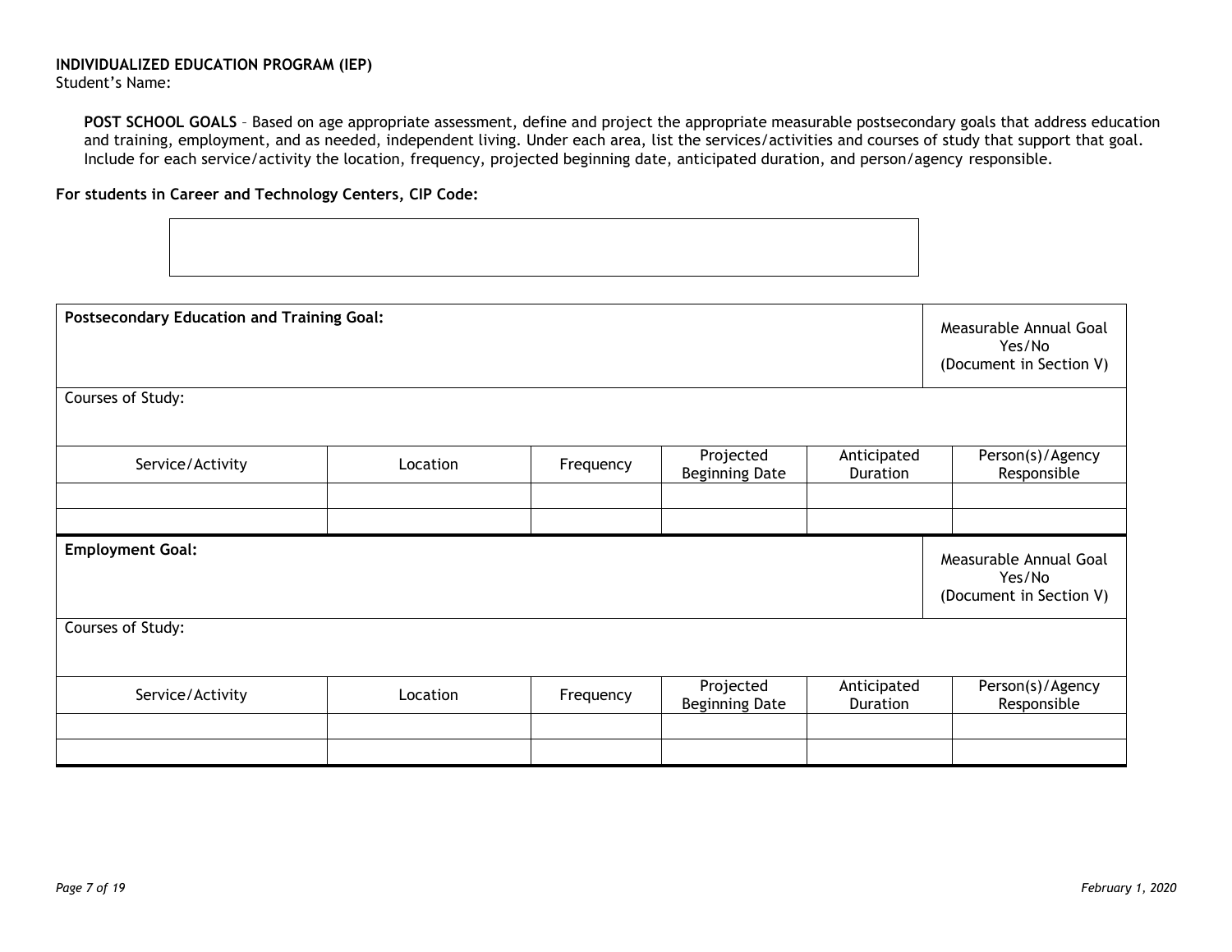**INDIVIDUALIZED EDUCATION PROGRAM (IEP)**

Student's Name:

**POST SCHOOL GOALS** – Based on age appropriate assessment, define and project the appropriate measurable postsecondary goals that address education and training, employment, and as needed, independent living. Under each area, list the services/activities and courses of study that support that goal. Include for each service/activity the location, frequency, projected beginning date, anticipated duration, and person/agency responsible.

**For students in Career and Technology Centers, CIP Code:**

| |
|---|
| |

| **Postsecondary Education and Training Goal:** | | | | | Measurable Annual Goal Yes/No (Document in Section V) |
|---|---|---|---|---|---|
| Courses of Study: | | | | | |
| Service/Activity | Location | Frequency | Projected Beginning Date | Anticipated Duration | Person(s)/Agency Responsible |
| | | | | | |
| | | | | | |

| **Employment Goal:** | | | | | Measurable Annual Goal Yes/No (Document in Section V) |
|---|---|---|---|---|---|
| Courses of Study: | | | | | |
| Service/Activity | Location | Frequency | Projected Beginning Date | Anticipated Duration | Person(s)/Agency Responsible |
| | | | | | |
| | | | | | |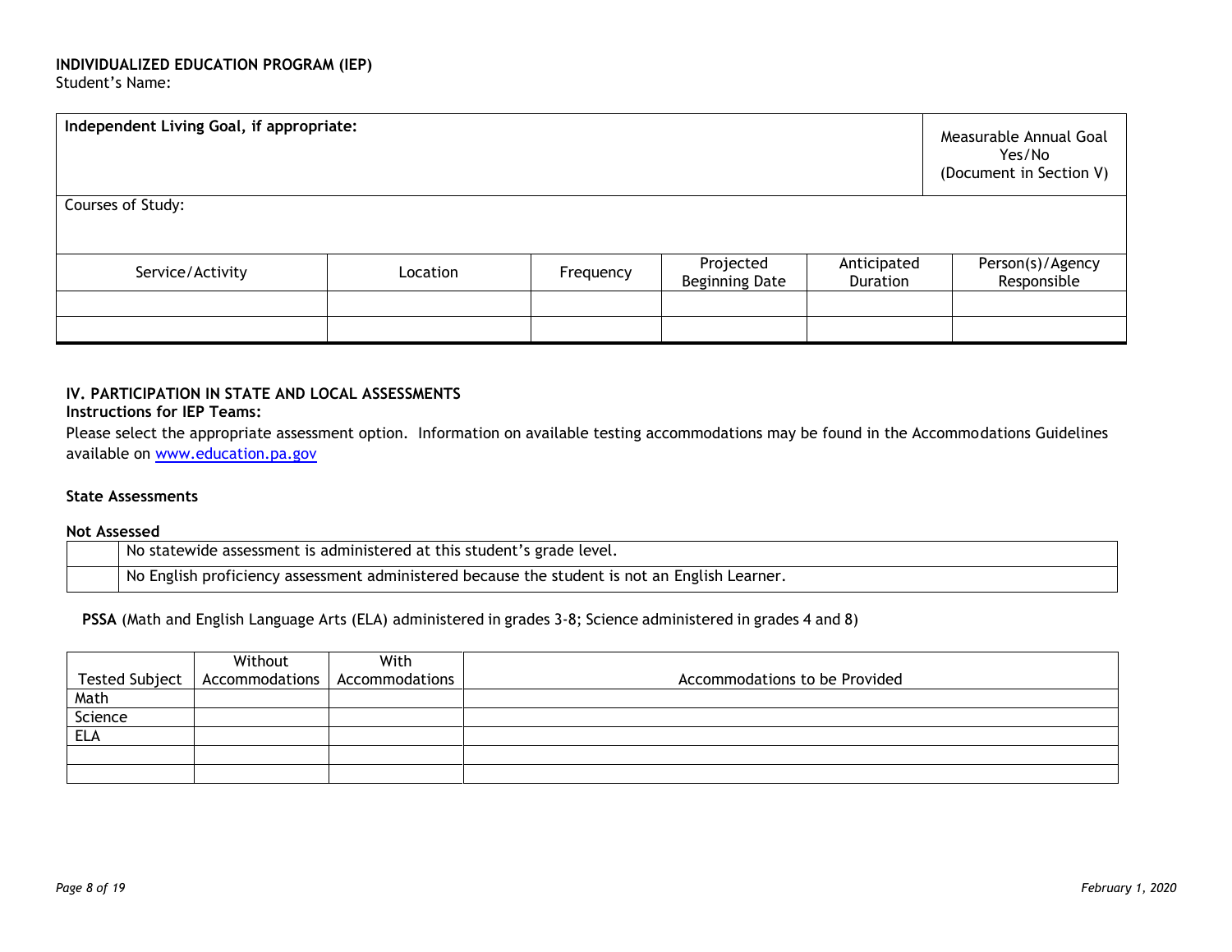**INDIVIDUALIZED EDUCATION PROGRAM (IEP)**
Student's Name:

| **Independent Living Goal, if appropriate:** | | | | | Measurable Annual Goal Yes/No (Document in Section V) |
|---|---|---|---|---|---|
| Courses of Study: | | | | | |
| Service/Activity | Location | Frequency | Projected Beginning Date | Anticipated Duration | Person(s)/Agency Responsible |
| | | | | | |
| | | | | | |

### IV. PARTICIPATION IN STATE AND LOCAL ASSESSMENTS

**Instructions for IEP Teams:**

Please select the appropriate assessment option. Information on available testing accommodations may be found in the Accommodations Guidelines available on [www.education.pa.gov](http://www.education.pa.gov)

**State Assessments**

**Not Assessed**

| | |
|---|---|
| | No statewide assessment is administered at this student's grade level. |
| | No English proficiency assessment administered because the student is not an English Learner. |

**PSSA** (Math and English Language Arts (ELA) administered in grades 3-8; Science administered in grades 4 and 8)

| Tested Subject | Without Accommodations | With Accommodations | Accommodations to be Provided |
|---|---|---|---|
| Math | | | |
| Science | | | |
| ELA | | | |
| | | | |
| | | | |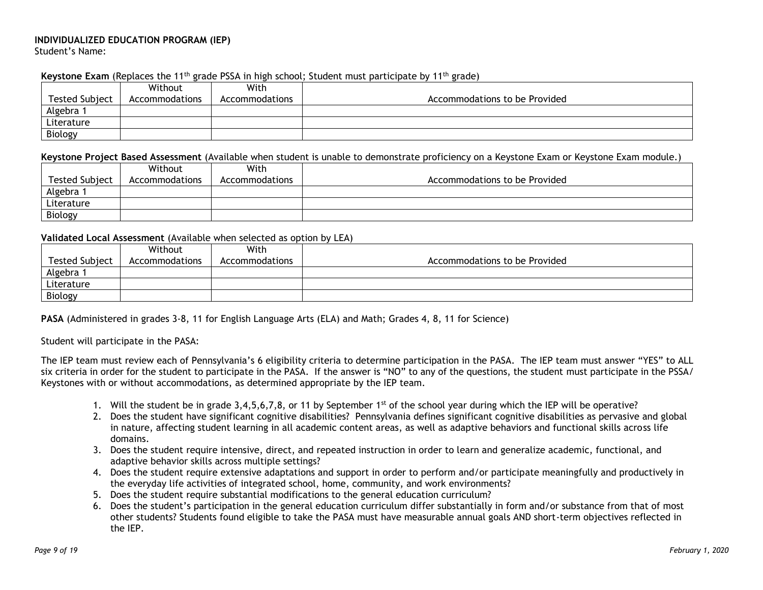**INDIVIDUALIZED EDUCATION PROGRAM (IEP)**
Student's Name:

**Keystone Exam** (Replaces the 11th grade PSSA in high school; Student must participate by 11th grade)

| Tested Subject | Without Accommodations | With Accommodations | Accommodations to be Provided |
|---|---|---|---|
| Algebra 1 | | | |
| Literature | | | |
| Biology | | | |

**Keystone Project Based Assessment** (Available when student is unable to demonstrate proficiency on a Keystone Exam or Keystone Exam module.)

| Tested Subject | Without Accommodations | With Accommodations | Accommodations to be Provided |
|---|---|---|---|
| Algebra 1 | | | |
| Literature | | | |
| Biology | | | |

**Validated Local Assessment** (Available when selected as option by LEA)

| Tested Subject | Without Accommodations | With Accommodations | Accommodations to be Provided |
|---|---|---|---|
| Algebra 1 | | | |
| Literature | | | |
| Biology | | | |

**PASA** (Administered in grades 3-8, 11 for English Language Arts (ELA) and Math; Grades 4, 8, 11 for Science)

Student will participate in the PASA:

The IEP team must review each of Pennsylvania's 6 eligibility criteria to determine participation in the PASA. The IEP team must answer "YES" to ALL six criteria in order for the student to participate in the PASA. If the answer is "NO" to any of the questions, the student must participate in the PSSA/ Keystones with or without accommodations, as determined appropriate by the IEP team.

1. Will the student be in grade 3,4,5,6,7,8, or 11 by September 1st of the school year during which the IEP will be operative?
2. Does the student have significant cognitive disabilities? Pennsylvania defines significant cognitive disabilities as pervasive and global in nature, affecting student learning in all academic content areas, as well as adaptive behaviors and functional skills across life domains.
3. Does the student require intensive, direct, and repeated instruction in order to learn and generalize academic, functional, and adaptive behavior skills across multiple settings?
4. Does the student require extensive adaptations and support in order to perform and/or participate meaningfully and productively in the everyday life activities of integrated school, home, community, and work environments?
5. Does the student require substantial modifications to the general education curriculum?
6. Does the student's participation in the general education curriculum differ substantially in form and/or substance from that of most other students? Students found eligible to take the PASA must have measurable annual goals AND short-term objectives reflected in the IEP.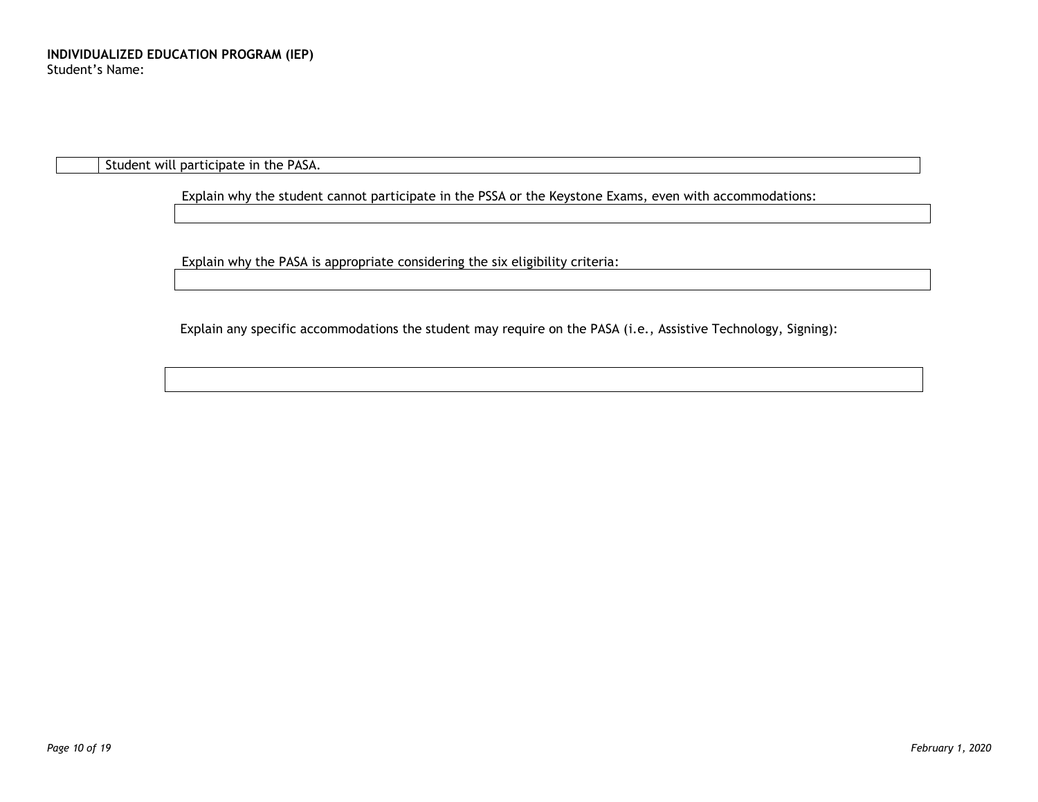**INDIVIDUALIZED EDUCATION PROGRAM (IEP)**
Student's Name:

| | Student will participate in the PASA. |
|---|---|

Explain why the student cannot participate in the PSSA or the Keystone Exams, even with accommodations:

| |
|---|

Explain why the PASA is appropriate considering the six eligibility criteria:

| |
|---|

Explain any specific accommodations the student may require on the PASA (i.e., Assistive Technology, Signing):

| |
|---|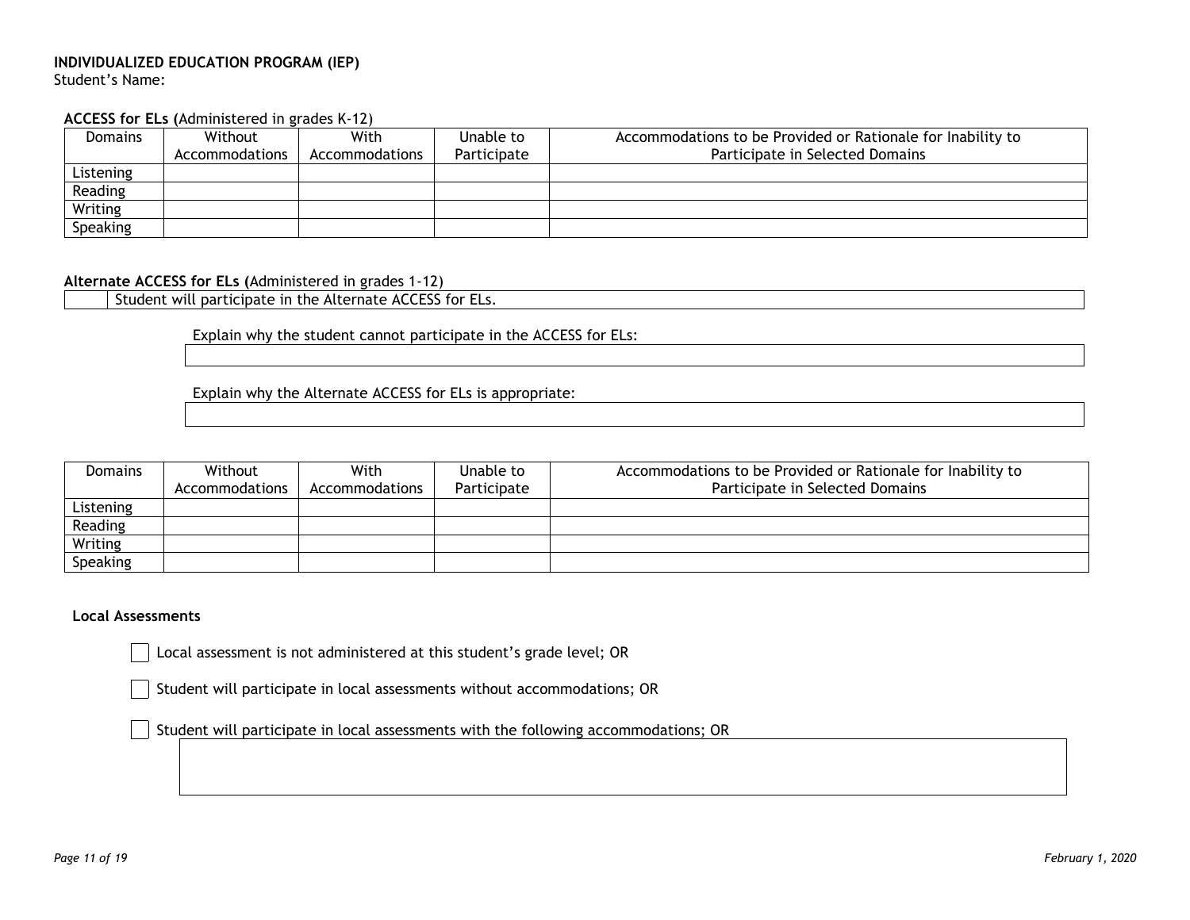**INDIVIDUALIZED EDUCATION PROGRAM (IEP)**
Student's Name:

**ACCESS for ELs (**Administered in grades K-12)

| Domains | Without Accommodations | With Accommodations | Unable to Participate | Accommodations to be Provided or Rationale for Inability to Participate in Selected Domains |
|---|---|---|---|---|
| Listening | | | | |
| Reading | | | | |
| Writing | | | | |
| Speaking | | | | |

**Alternate ACCESS for ELs (**Administered in grades 1-12)

| | Student will participate in the Alternate ACCESS for ELs. |
|---|---|

Explain why the student cannot participate in the ACCESS for ELs:

Explain why the Alternate ACCESS for ELs is appropriate:

| Domains | Without Accommodations | With Accommodations | Unable to Participate | Accommodations to be Provided or Rationale for Inability to Participate in Selected Domains |
|---|---|---|---|---|
| Listening | | | | |
| Reading | | | | |
| Writing | | | | |
| Speaking | | | | |

**Local Assessments**

☐ Local assessment is not administered at this student's grade level; OR

☐ Student will participate in local assessments without accommodations; OR

☐ Student will participate in local assessments with the following accommodations; OR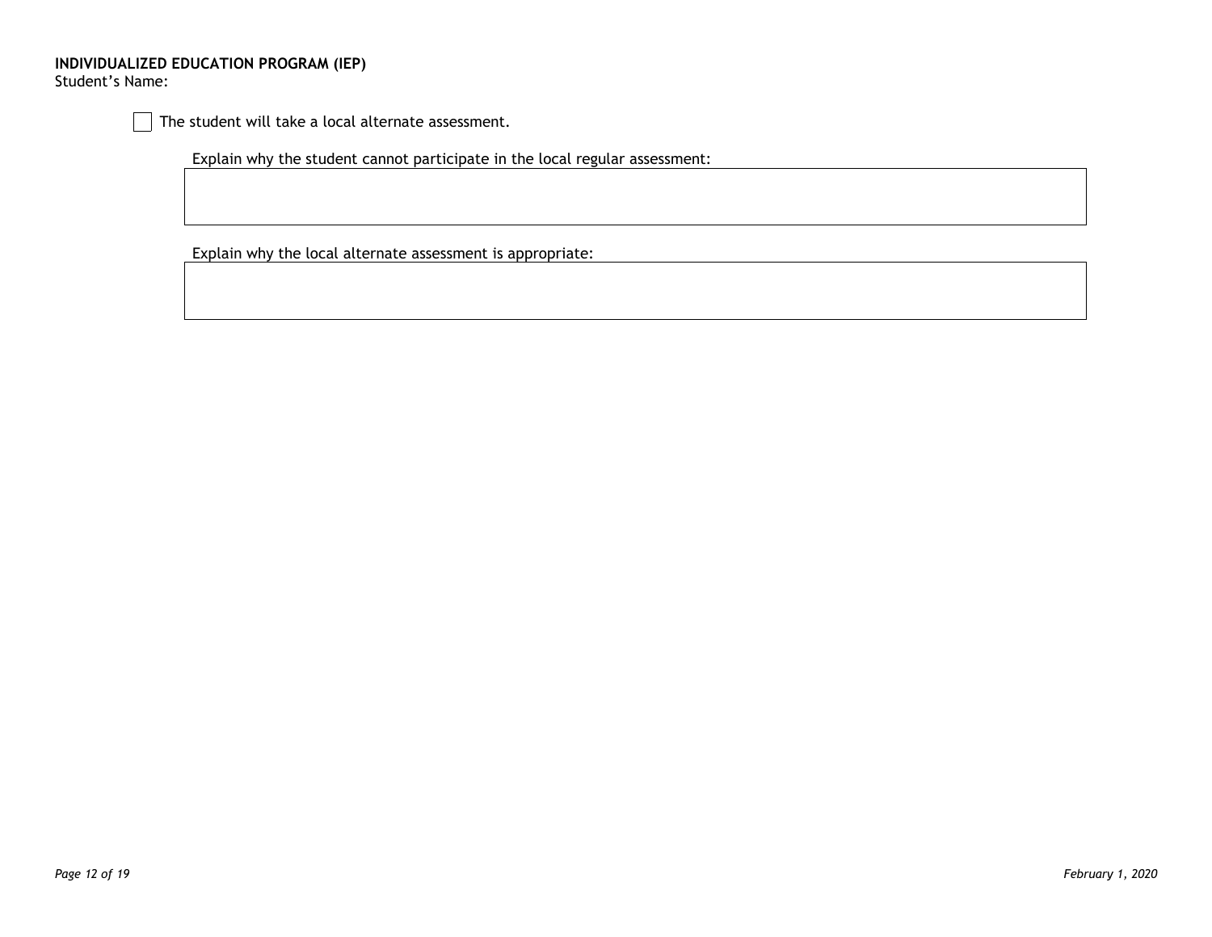**INDIVIDUALIZED EDUCATION PROGRAM (IEP)**
Student's Name:

☐ The student will take a local alternate assessment.

Explain why the student cannot participate in the local regular assessment:

| |
|---|
| |

Explain why the local alternate assessment is appropriate:

| |
|---|
| |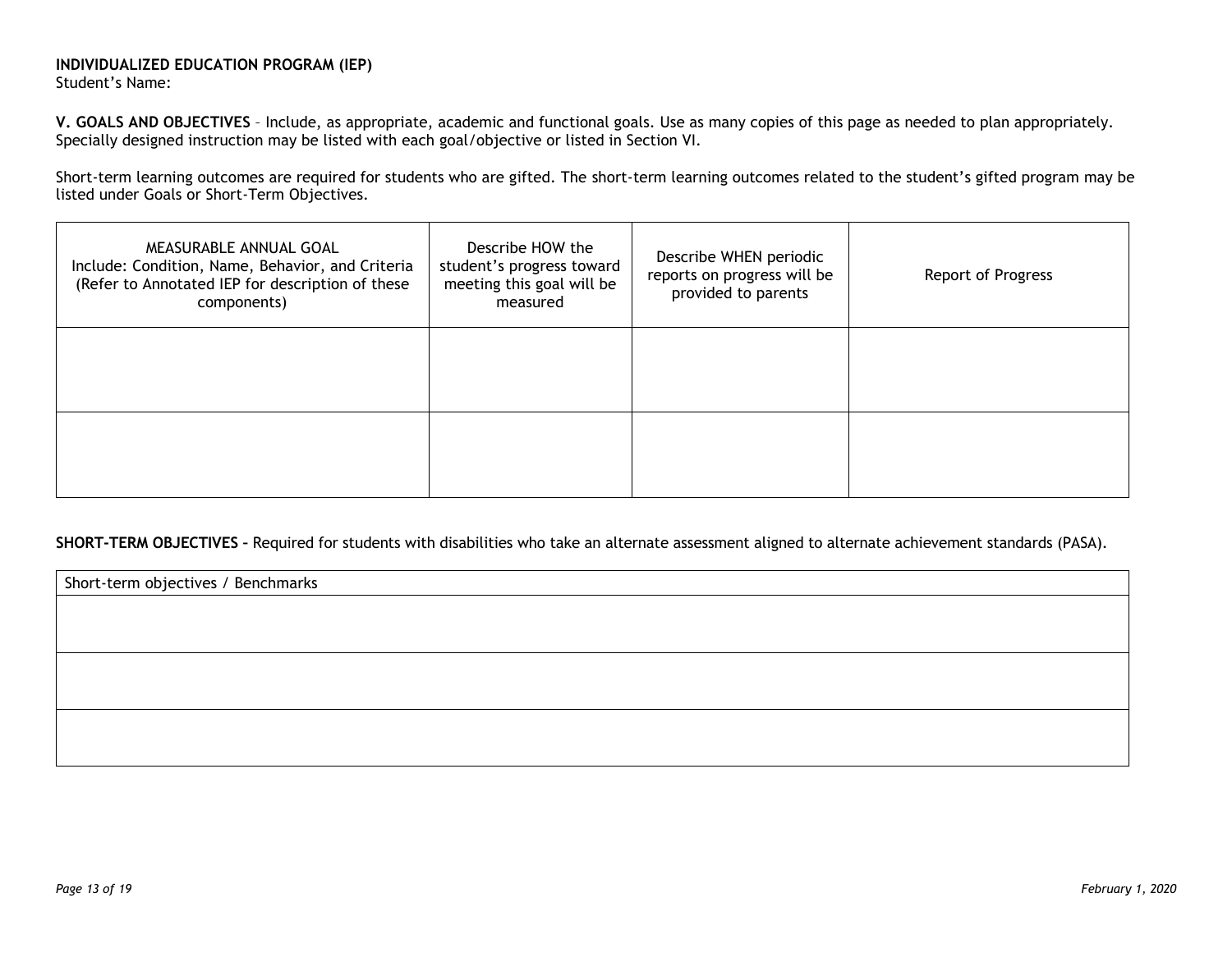**INDIVIDUALIZED EDUCATION PROGRAM (IEP)**
Student's Name:

**V. GOALS AND OBJECTIVES** – Include, as appropriate, academic and functional goals. Use as many copies of this page as needed to plan appropriately. Specially designed instruction may be listed with each goal/objective or listed in Section VI.

Short-term learning outcomes are required for students who are gifted. The short-term learning outcomes related to the student's gifted program may be listed under Goals or Short-Term Objectives.

| MEASURABLE ANNUAL GOAL Include: Condition, Name, Behavior, and Criteria (Refer to Annotated IEP for description of these components) | Describe HOW the student's progress toward meeting this goal will be measured | Describe WHEN periodic reports on progress will be provided to parents | Report of Progress |
|---|---|---|---|
| | | | |
| | | | |

**SHORT-TERM OBJECTIVES –** Required for students with disabilities who take an alternate assessment aligned to alternate achievement standards (PASA).

| Short-term objectives / Benchmarks |
|---|
| |
| |
| |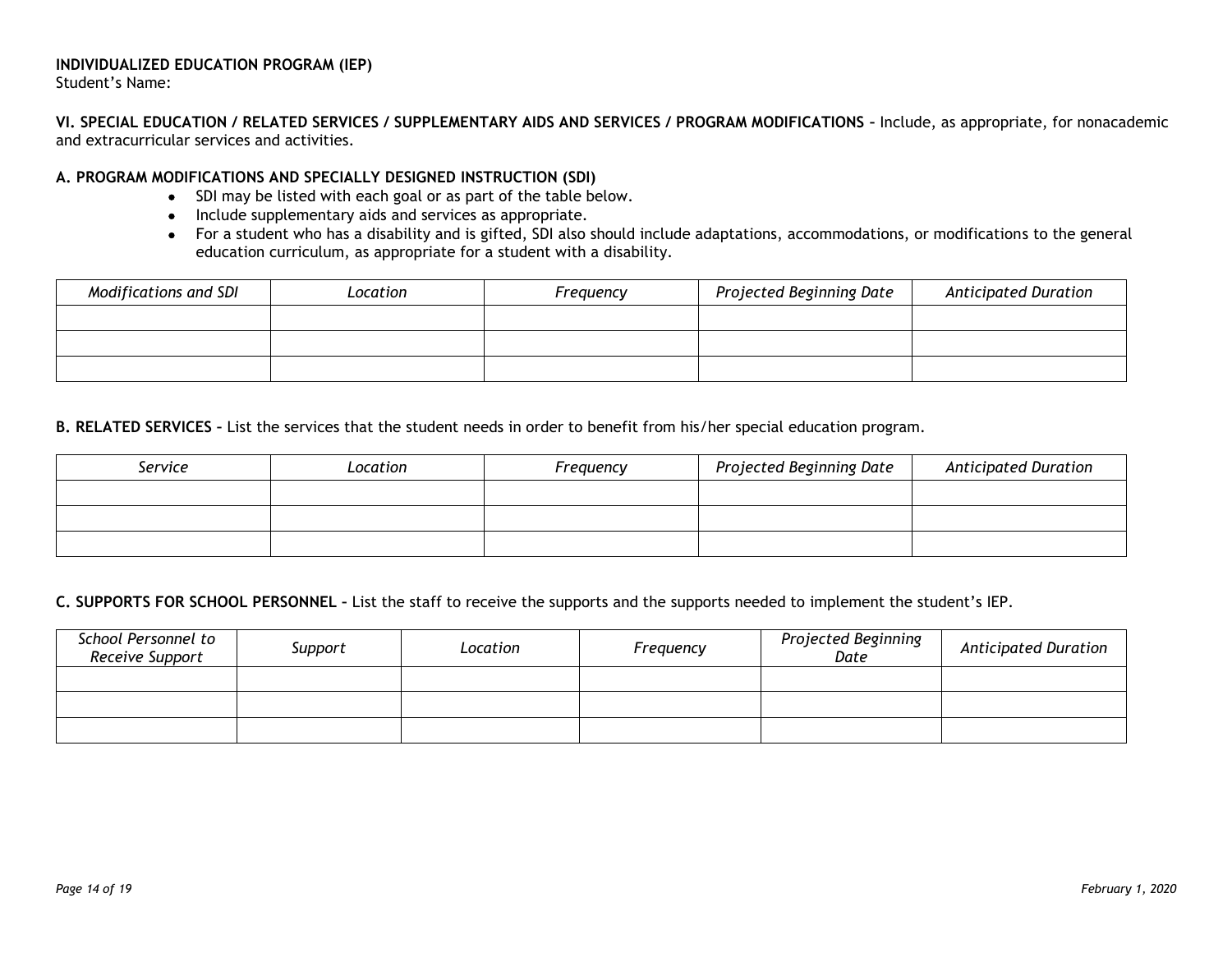**INDIVIDUALIZED EDUCATION PROGRAM (IEP)**
Student's Name:

**VI. SPECIAL EDUCATION / RELATED SERVICES / SUPPLEMENTARY AIDS AND SERVICES / PROGRAM MODIFICATIONS** – Include, as appropriate, for nonacademic and extracurricular services and activities.

**A. PROGRAM MODIFICATIONS AND SPECIALLY DESIGNED INSTRUCTION (SDI)**

- SDI may be listed with each goal or as part of the table below.
- Include supplementary aids and services as appropriate.
- For a student who has a disability and is gifted, SDI also should include adaptations, accommodations, or modifications to the general education curriculum, as appropriate for a student with a disability.

| *Modifications and SDI* | *Location* | *Frequency* | *Projected Beginning Date* | *Anticipated Duration* |
|---|---|---|---|---|
| | | | | |
| | | | | |
| | | | | |

**B. RELATED SERVICES** – List the services that the student needs in order to benefit from his/her special education program.

| *Service* | *Location* | *Frequency* | *Projected Beginning Date* | *Anticipated Duration* |
|---|---|---|---|---|
| | | | | |
| | | | | |
| | | | | |

**C. SUPPORTS FOR SCHOOL PERSONNEL** – List the staff to receive the supports and the supports needed to implement the student's IEP.

| *School Personnel to Receive Support* | *Support* | *Location* | *Frequency* | *Projected Beginning Date* | *Anticipated Duration* |
|---|---|---|---|---|---|
| | | | | | |
| | | | | | |
| | | | | | |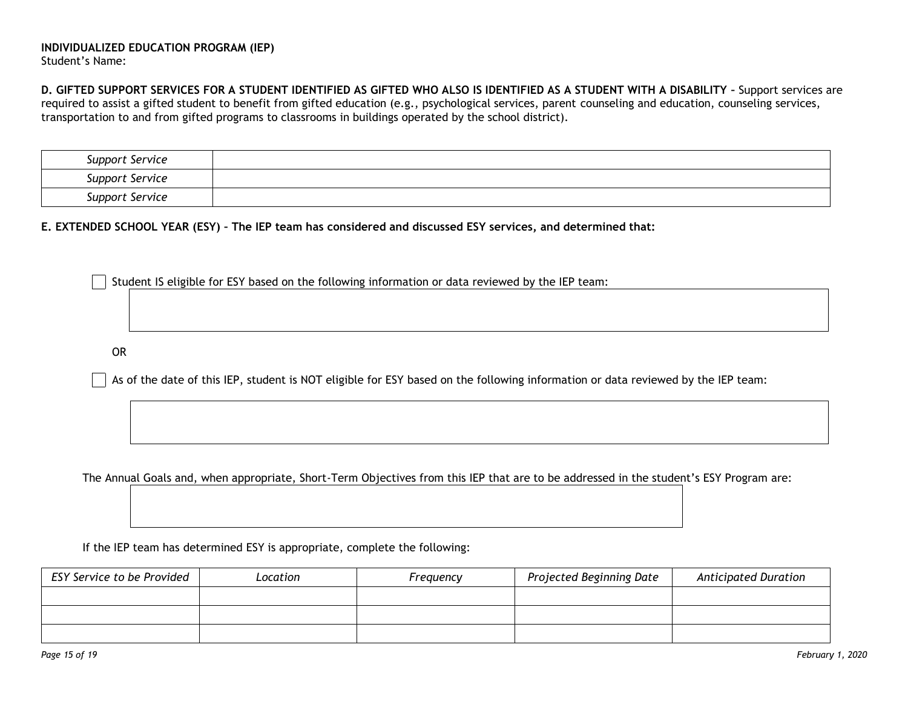**INDIVIDUALIZED EDUCATION PROGRAM (IEP)**
Student's Name:

**D. GIFTED SUPPORT SERVICES FOR A STUDENT IDENTIFIED AS GIFTED WHO ALSO IS IDENTIFIED AS A STUDENT WITH A DISABILITY –** Support services are required to assist a gifted student to benefit from gifted education (e.g., psychological services, parent counseling and education, counseling services, transportation to and from gifted programs to classrooms in buildings operated by the school district).

| *Support Service* | |
|---|---|
| *Support Service* | |
| *Support Service* | |

**E. EXTENDED SCHOOL YEAR (ESY) – The IEP team has considered and discussed ESY services, and determined that:**

☐ Student IS eligible for ESY based on the following information or data reviewed by the IEP team:

OR

☐ As of the date of this IEP, student is NOT eligible for ESY based on the following information or data reviewed by the IEP team:

The Annual Goals and, when appropriate, Short-Term Objectives from this IEP that are to be addressed in the student's ESY Program are:

If the IEP team has determined ESY is appropriate, complete the following:

| *ESY Service to be Provided* | *Location* | *Frequency* | *Projected Beginning Date* | *Anticipated Duration* |
|---|---|---|---|---|
| | | | | |
| | | | | |
| | | | | |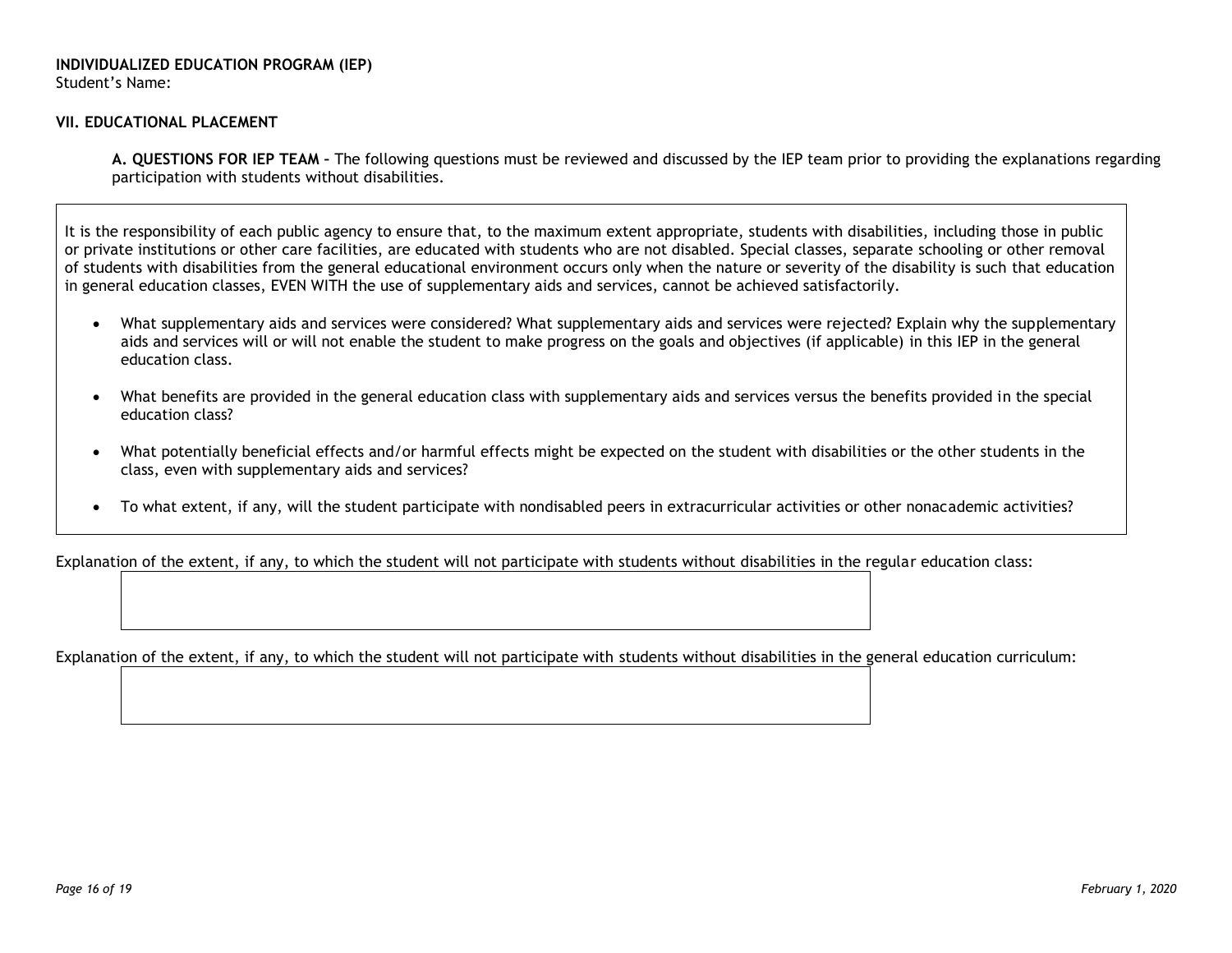**INDIVIDUALIZED EDUCATION PROGRAM (IEP)**
Student's Name:

## VII. EDUCATIONAL PLACEMENT

**A. QUESTIONS FOR IEP TEAM** – The following questions must be reviewed and discussed by the IEP team prior to providing the explanations regarding participation with students without disabilities.

It is the responsibility of each public agency to ensure that, to the maximum extent appropriate, students with disabilities, including those in public or private institutions or other care facilities, are educated with students who are not disabled. Special classes, separate schooling or other removal of students with disabilities from the general educational environment occurs only when the nature or severity of the disability is such that education in general education classes, EVEN WITH the use of supplementary aids and services, cannot be achieved satisfactorily.

- What supplementary aids and services were considered? What supplementary aids and services were rejected? Explain why the supplementary aids and services will or will not enable the student to make progress on the goals and objectives (if applicable) in this IEP in the general education class.
- What benefits are provided in the general education class with supplementary aids and services versus the benefits provided in the special education class?
- What potentially beneficial effects and/or harmful effects might be expected on the student with disabilities or the other students in the class, even with supplementary aids and services?
- To what extent, if any, will the student participate with nondisabled peers in extracurricular activities or other nonacademic activities?

Explanation of the extent, if any, to which the student will not participate with students without disabilities in the regular education class:

Explanation of the extent, if any, to which the student will not participate with students without disabilities in the general education curriculum: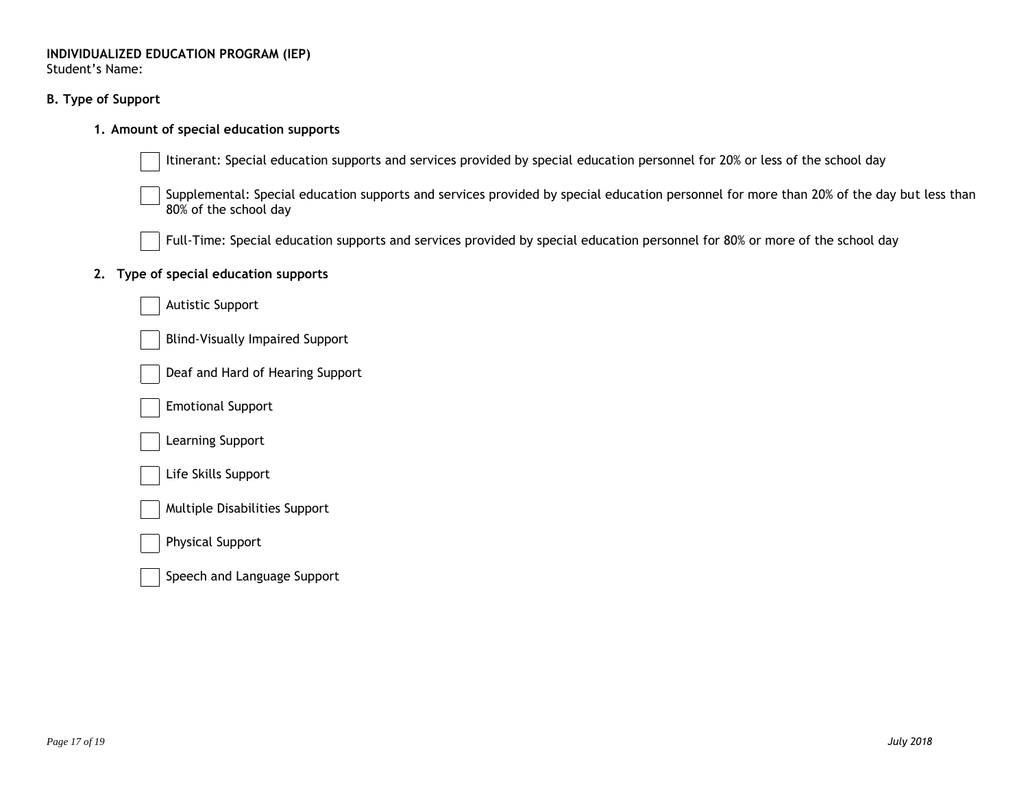**INDIVIDUALIZED EDUCATION PROGRAM (IEP)**
Student's Name:

**B. Type of Support**

**1. Amount of special education supports**

- ☐ Itinerant: Special education supports and services provided by special education personnel for 20% or less of the school day
- ☐ Supplemental: Special education supports and services provided by special education personnel for more than 20% of the day but less than 80% of the school day
- ☐ Full-Time: Special education supports and services provided by special education personnel for 80% or more of the school day

**2. Type of special education supports**

- ☐ Autistic Support
- ☐ Blind-Visually Impaired Support
- ☐ Deaf and Hard of Hearing Support
- ☐ Emotional Support
- ☐ Learning Support
- ☐ Life Skills Support
- ☐ Multiple Disabilities Support
- ☐ Physical Support
- ☐ Speech and Language Support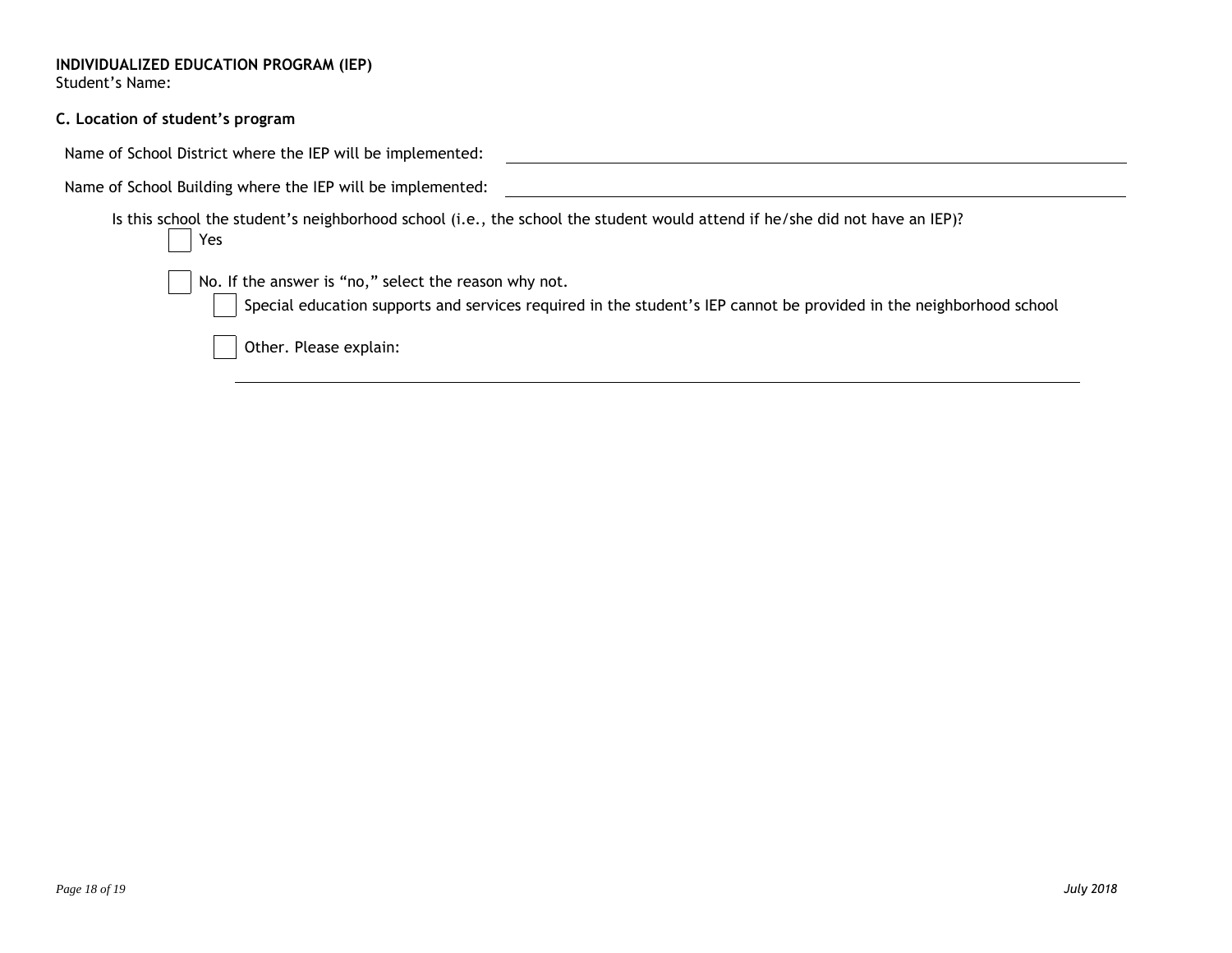**INDIVIDUALIZED EDUCATION PROGRAM (IEP)**
Student's Name:

**C. Location of student's program**

Name of School District where the IEP will be implemented: ______________________________

Name of School Building where the IEP will be implemented: ______________________________

Is this school the student's neighborhood school (i.e., the school the student would attend if he/she did not have an IEP)?

- [ ] Yes
- [ ] No. If the answer is "no," select the reason why not.
  - [ ] Special education supports and services required in the student's IEP cannot be provided in the neighborhood school
  - [ ] Other. Please explain:

______________________________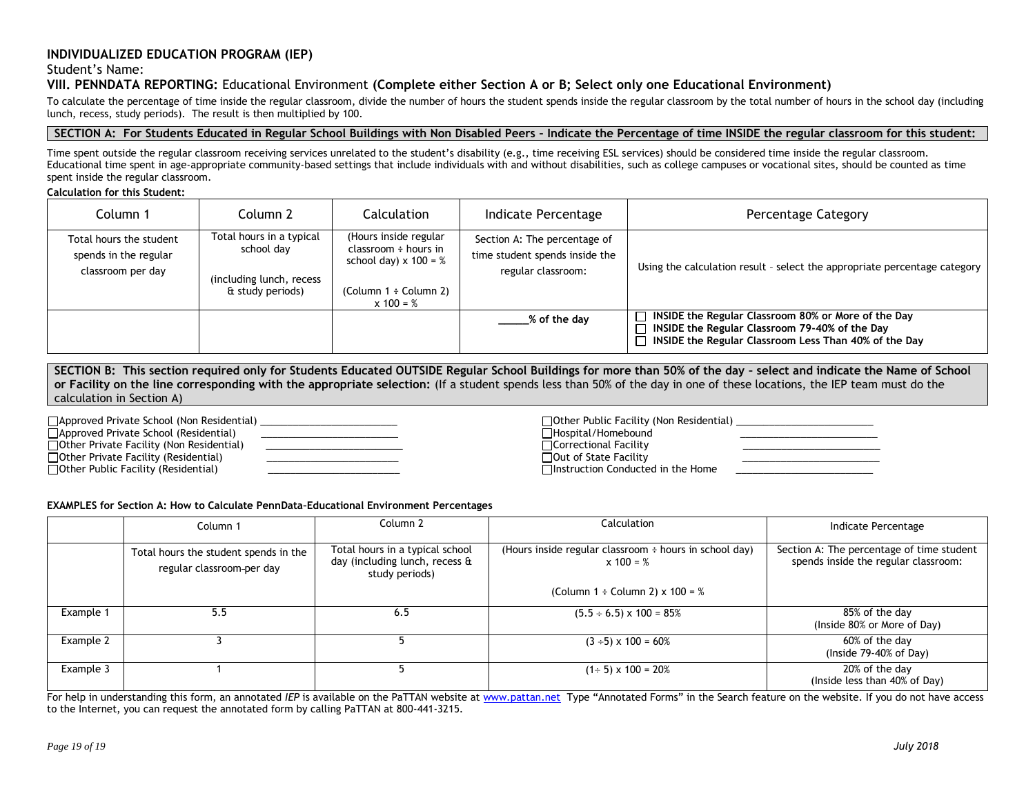# INDIVIDUALIZED EDUCATION PROGRAM (IEP)

Student's Name:

## VIII. PENNDATA REPORTING: Educational Environment (Complete either Section A or B; Select only one Educational Environment)

To calculate the percentage of time inside the regular classroom, divide the number of hours the student spends inside the regular classroom by the total number of hours in the school day (including lunch, recess, study periods). The result is then multiplied by 100.

**SECTION A: For Students Educated in Regular School Buildings with Non Disabled Peers – Indicate the Percentage of time INSIDE the regular classroom for this student:**

Time spent outside the regular classroom receiving services unrelated to the student's disability (e.g., time receiving ESL services) should be considered time inside the regular classroom. Educational time spent in age-appropriate community-based settings that include individuals with and without disabilities, such as college campuses or vocational sites, should be counted as time spent inside the regular classroom.

**Calculation for this Student:**

| Column 1 | Column 2 | Calculation | Indicate Percentage | Percentage Category |
|---|---|---|---|---|
| Total hours the student spends in the regular classroom per day | Total hours in a typical school day (including lunch, recess & study periods) | (Hours inside regular classroom ÷ hours in school day) x 100 = % (Column 1 ÷ Column 2) x 100 = % | Section A: The percentage of time student spends inside the regular classroom: | Using the calculation result – select the appropriate percentage category |
| | | | **_____% of the day** | ☐ **INSIDE the Regular Classroom 80% or More of the Day** ☐ **INSIDE the Regular Classroom 79-40% of the Day** ☐ **INSIDE the Regular Classroom Less Than 40% of the Day** |

**SECTION B: This section required only for Students Educated OUTSIDE Regular School Buildings for more than 50% of the day – select and indicate the Name of School or Facility on the line corresponding with the appropriate selection:** (If a student spends less than 50% of the day in one of these locations, the IEP team must do the calculation in Section A)

☐Approved Private School (Non Residential) _________________________
☐Approved Private School (Residential) _________________________
☐Other Private Facility (Non Residential) _________________________
☐Other Private Facility (Residential) _________________________
☐Other Public Facility (Residential) _________________________
☐Other Public Facility (Non Residential) _________________________
☐Hospital/Homebound _________________________
☐Correctional Facility _________________________
☐Out of State Facility _________________________
☐Instruction Conducted in the Home _________________________

**EXAMPLES for Section A: How to Calculate PennData-Educational Environment Percentages**

| | Column 1 | Column 2 | Calculation | Indicate Percentage |
|---|---|---|---|---|
| | Total hours the student spends in the regular classroom-per day | Total hours in a typical school day (including lunch, recess & study periods) | (Hours inside regular classroom ÷ hours in school day) x 100 = % (Column 1 ÷ Column 2) x 100 = % | Section A: The percentage of time student spends inside the regular classroom: |
| Example 1 | 5.5 | 6.5 | (5.5 ÷ 6.5) x 100 = 85% | 85% of the day (Inside 80% or More of Day) |
| Example 2 | 3 | 5 | (3 ÷5) x 100 = 60% | 60% of the day (Inside 79-40% of Day) |
| Example 3 | 1 | 5 | (1÷ 5) x 100 = 20% | 20% of the day (Inside less than 40% of Day) |

For help in understanding this form, an annotated *IEP* is available on the PaTTAN website at www.pattan.net Type "Annotated Forms" in the Search feature on the website. If you do not have access to the Internet, you can request the annotated form by calling PaTTAN at 800-441-3215.

*July 2018*